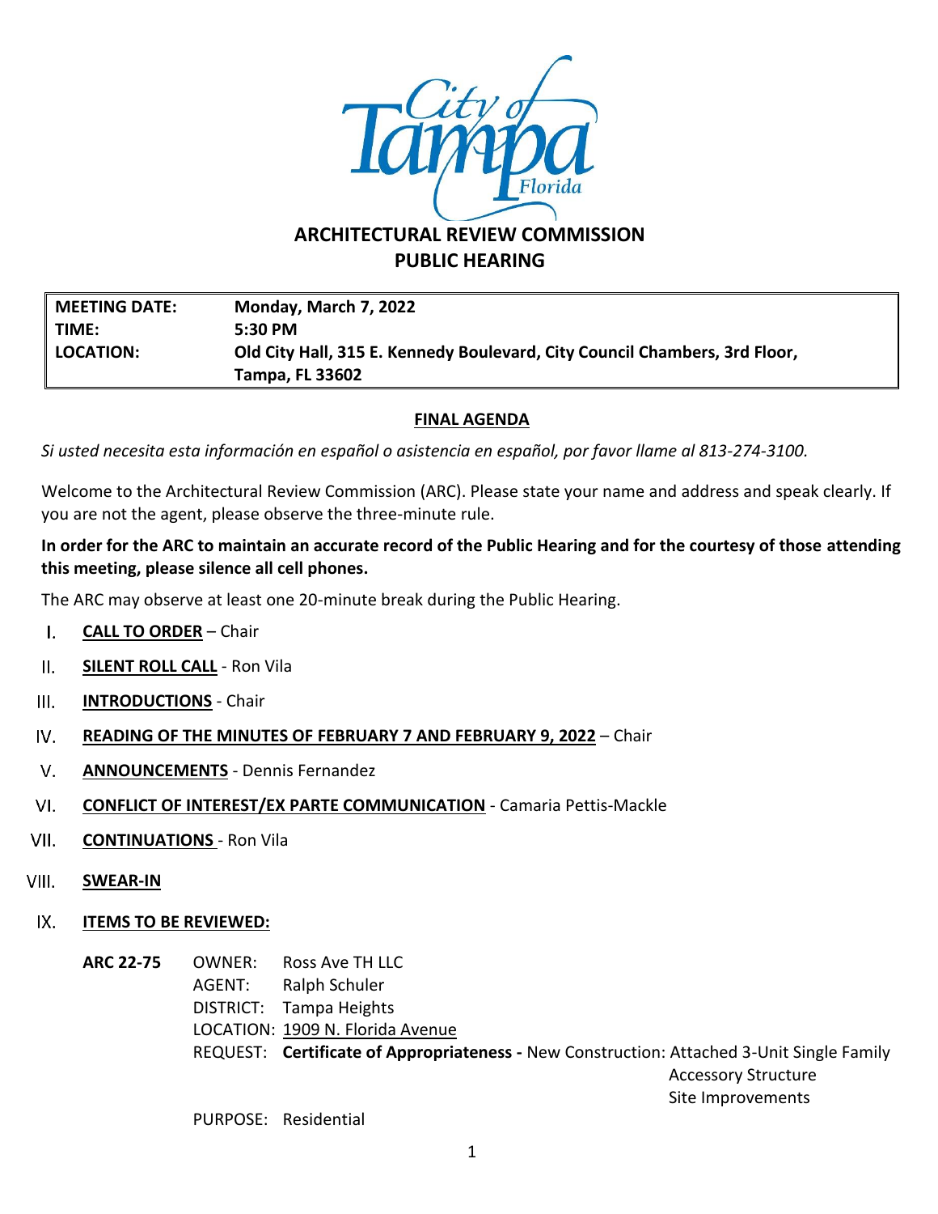# ARCHITECTURAL REVIEW COMMISSION
## PUBLIC HEARING

| | |
|---|---|
| **MEETING DATE:** | **Monday, March 7, 2022** |
| **TIME:** | **5:30 PM** |
| **LOCATION:** | **Old City Hall, 315 E. Kennedy Boulevard, City Council Chambers, 3rd Floor, Tampa, FL 33602** |

**FINAL AGENDA**

*Si usted necesita esta información en español o asistencia en español, por favor llame al 813-274-3100.*

Welcome to the Architectural Review Commission (ARC). Please state your name and address and speak clearly. If you are not the agent, please observe the three-minute rule.

**In order for the ARC to maintain an accurate record of the Public Hearing and for the courtesy of those attending this meeting, please silence all cell phones.**

The ARC may observe at least one 20-minute break during the Public Hearing.

I. **CALL TO ORDER** – Chair

II. **SILENT ROLL CALL** - Ron Vila

III. **INTRODUCTIONS** - Chair

IV. **READING OF THE MINUTES OF FEBRUARY 7 AND FEBRUARY 9, 2022** – Chair

V. **ANNOUNCEMENTS** - Dennis Fernandez

VI. **CONFLICT OF INTEREST/EX PARTE COMMUNICATION** - Camaria Pettis-Mackle

VII. **CONTINUATIONS** - Ron Vila

VIII. **SWEAR-IN**

IX. **ITEMS TO BE REVIEWED:**

**ARC 22-75**
OWNER: Ross Ave TH LLC
AGENT: Ralph Schuler
DISTRICT: Tampa Heights
LOCATION: 1909 N. Florida Avenue
REQUEST: **Certificate of Appropriateness -** New Construction: Attached 3-Unit Single Family
Accessory Structure
Site Improvements
PURPOSE: Residential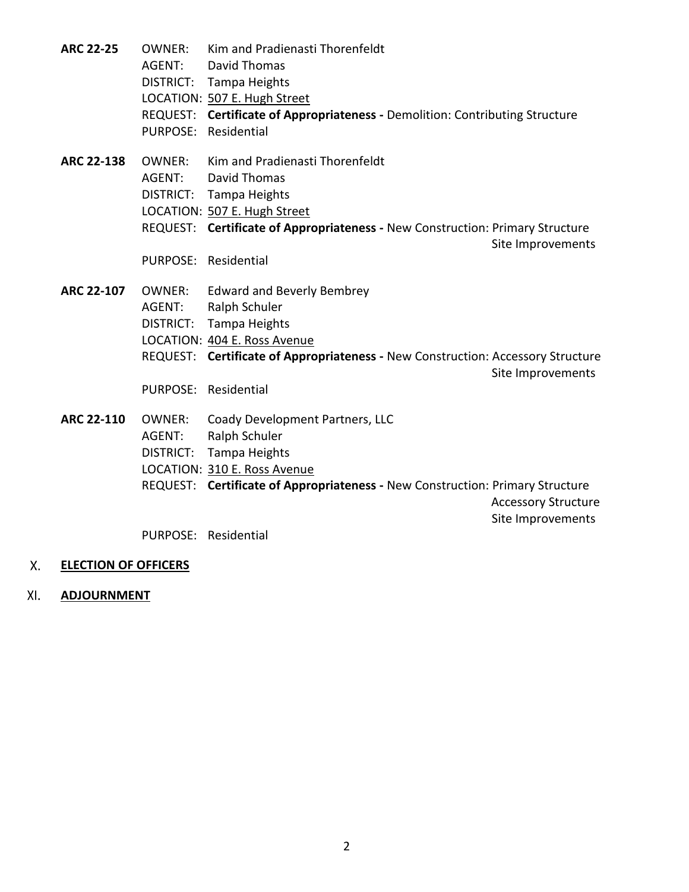**ARC 22-25**
OWNER: Kim and Pradienasti Thorenfeldt
AGENT: David Thomas
DISTRICT: Tampa Heights
LOCATION: 507 E. Hugh Street
REQUEST: **Certificate of Appropriateness -** Demolition: Contributing Structure
PURPOSE: Residential

**ARC 22-138**
OWNER: Kim and Pradienasti Thorenfeldt
AGENT: David Thomas
DISTRICT: Tampa Heights
LOCATION: 507 E. Hugh Street
REQUEST: **Certificate of Appropriateness -** New Construction: Primary Structure
Site Improvements
PURPOSE: Residential

**ARC 22-107**
OWNER: Edward and Beverly Bembrey
AGENT: Ralph Schuler
DISTRICT: Tampa Heights
LOCATION: 404 E. Ross Avenue
REQUEST: **Certificate of Appropriateness -** New Construction: Accessory Structure
Site Improvements
PURPOSE: Residential

**ARC 22-110**
OWNER: Coady Development Partners, LLC
AGENT: Ralph Schuler
DISTRICT: Tampa Heights
LOCATION: 310 E. Ross Avenue
REQUEST: **Certificate of Appropriateness -** New Construction: Primary Structure
Accessory Structure
Site Improvements
PURPOSE: Residential

## X. ELECTION OF OFFICERS

## XI. ADJOURNMENT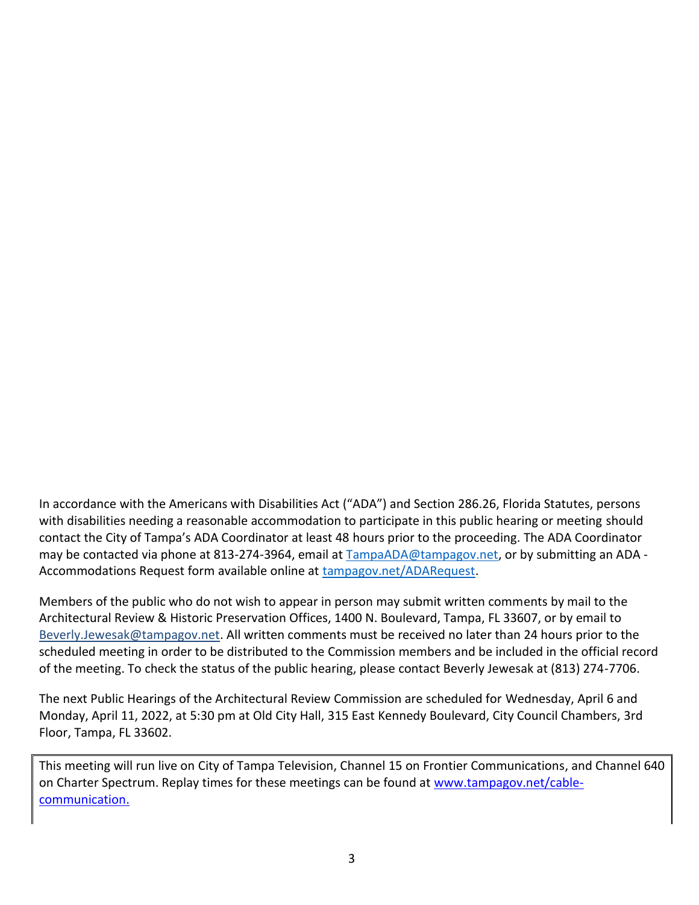In accordance with the Americans with Disabilities Act ("ADA") and Section 286.26, Florida Statutes, persons with disabilities needing a reasonable accommodation to participate in this public hearing or meeting should contact the City of Tampa's ADA Coordinator at least 48 hours prior to the proceeding. The ADA Coordinator may be contacted via phone at 813-274-3964, email at [TampaADA@tampagov.net](mailto:TampaADA@tampagov.net), or by submitting an ADA - Accommodations Request form available online at [tampagov.net/ADARequest](https://tampagov.net/ADARequest).

Members of the public who do not wish to appear in person may submit written comments by mail to the Architectural Review & Historic Preservation Offices, 1400 N. Boulevard, Tampa, FL 33607, or by email to [Beverly.Jewesak@tampagov.net](mailto:Beverly.Jewesak@tampagov.net). All written comments must be received no later than 24 hours prior to the scheduled meeting in order to be distributed to the Commission members and be included in the official record of the meeting. To check the status of the public hearing, please contact Beverly Jewesak at (813) 274-7706.

The next Public Hearings of the Architectural Review Commission are scheduled for Wednesday, April 6 and Monday, April 11, 2022, at 5:30 pm at Old City Hall, 315 East Kennedy Boulevard, City Council Chambers, 3rd Floor, Tampa, FL 33602.

This meeting will run live on City of Tampa Television, Channel 15 on Frontier Communications, and Channel 640 on Charter Spectrum. Replay times for these meetings can be found at [www.tampagov.net/cable-communication.](http://www.tampagov.net/cable-communication)